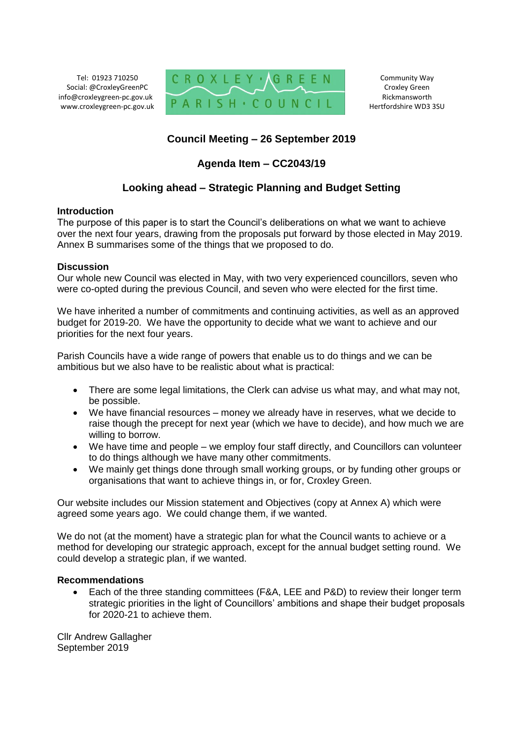Tel: 01923 710250
Social: @CroxleyGreenPC
info@croxleygreen-pc.gov.uk
www.croxleygreen-pc.gov.uk

CROXLEY GREEN PARISH COUNCIL

Community Way
Croxley Green
Rickmansworth
Hertfordshire WD3 3SU

# Council Meeting – 26 September 2019

## Agenda Item – CC2043/19

## Looking ahead – Strategic Planning and Budget Setting

**Introduction**

The purpose of this paper is to start the Council's deliberations on what we want to achieve over the next four years, drawing from the proposals put forward by those elected in May 2019. Annex B summarises some of the things that we proposed to do.

**Discussion**

Our whole new Council was elected in May, with two very experienced councillors, seven who were co-opted during the previous Council, and seven who were elected for the first time.

We have inherited a number of commitments and continuing activities, as well as an approved budget for 2019-20. We have the opportunity to decide what we want to achieve and our priorities for the next four years.

Parish Councils have a wide range of powers that enable us to do things and we can be ambitious but we also have to be realistic about what is practical:

- There are some legal limitations, the Clerk can advise us what may, and what may not, be possible.
- We have financial resources – money we already have in reserves, what we decide to raise though the precept for next year (which we have to decide), and how much we are willing to borrow.
- We have time and people – we employ four staff directly, and Councillors can volunteer to do things although we have many other commitments.
- We mainly get things done through small working groups, or by funding other groups or organisations that want to achieve things in, or for, Croxley Green.

Our website includes our Mission statement and Objectives (copy at Annex A) which were agreed some years ago. We could change them, if we wanted.

We do not (at the moment) have a strategic plan for what the Council wants to achieve or a method for developing our strategic approach, except for the annual budget setting round. We could develop a strategic plan, if we wanted.

**Recommendations**

- Each of the three standing committees (F&A, LEE and P&D) to review their longer term strategic priorities in the light of Councillors' ambitions and shape their budget proposals for 2020-21 to achieve them.

Cllr Andrew Gallagher
September 2019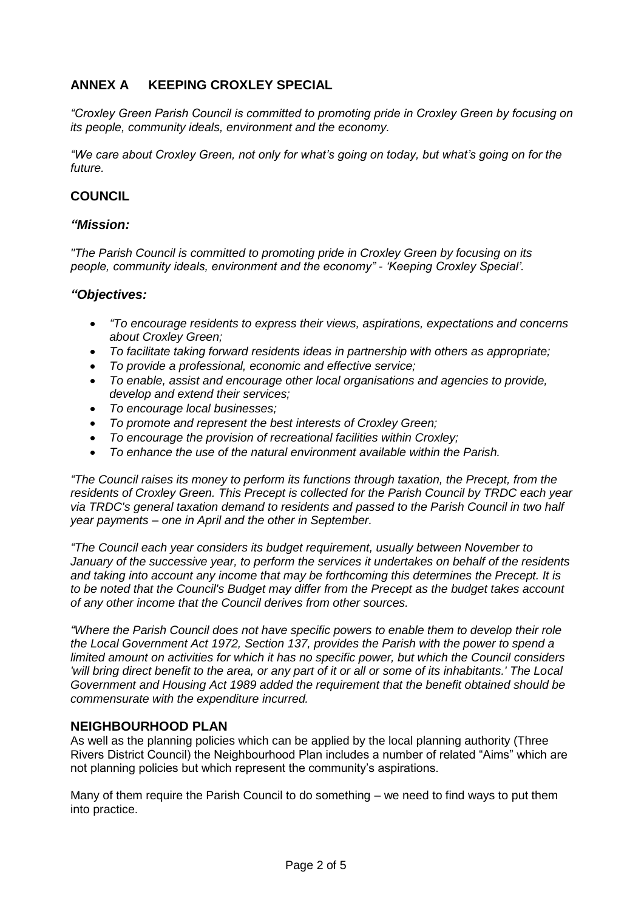## ANNEX A KEEPING CROXLEY SPECIAL

*"Croxley Green Parish Council is committed to promoting pride in Croxley Green by focusing on its people, community ideals, environment and the economy.*

*"We care about Croxley Green, not only for what's going on today, but what's going on for the future.*

### COUNCIL

#### *"Mission:*

*"The Parish Council is committed to promoting pride in Croxley Green by focusing on its people, community ideals, environment and the economy" - 'Keeping Croxley Special'.*

#### *"Objectives:*

- *"To encourage residents to express their views, aspirations, expectations and concerns about Croxley Green;*
- *To facilitate taking forward residents ideas in partnership with others as appropriate;*
- *To provide a professional, economic and effective service;*
- *To enable, assist and encourage other local organisations and agencies to provide, develop and extend their services;*
- *To encourage local businesses;*
- *To promote and represent the best interests of Croxley Green;*
- *To encourage the provision of recreational facilities within Croxley;*
- *To enhance the use of the natural environment available within the Parish.*

*"The Council raises its money to perform its functions through taxation, the Precept, from the residents of Croxley Green. This Precept is collected for the Parish Council by TRDC each year via TRDC's general taxation demand to residents and passed to the Parish Council in two half year payments – one in April and the other in September.*

*"The Council each year considers its budget requirement, usually between November to January of the successive year, to perform the services it undertakes on behalf of the residents and taking into account any income that may be forthcoming this determines the Precept. It is to be noted that the Council's Budget may differ from the Precept as the budget takes account of any other income that the Council derives from other sources.*

*"Where the Parish Council does not have specific powers to enable them to develop their role the Local Government Act 1972, Section 137, provides the Parish with the power to spend a limited amount on activities for which it has no specific power, but which the Council considers 'will bring direct benefit to the area, or any part of it or all or some of its inhabitants.' The Local Government and Housing Act 1989 added the requirement that the benefit obtained should be commensurate with the expenditure incurred.*

### NEIGHBOURHOOD PLAN

As well as the planning policies which can be applied by the local planning authority (Three Rivers District Council) the Neighbourhood Plan includes a number of related "Aims" which are not planning policies but which represent the community's aspirations.

Many of them require the Parish Council to do something – we need to find ways to put them into practice.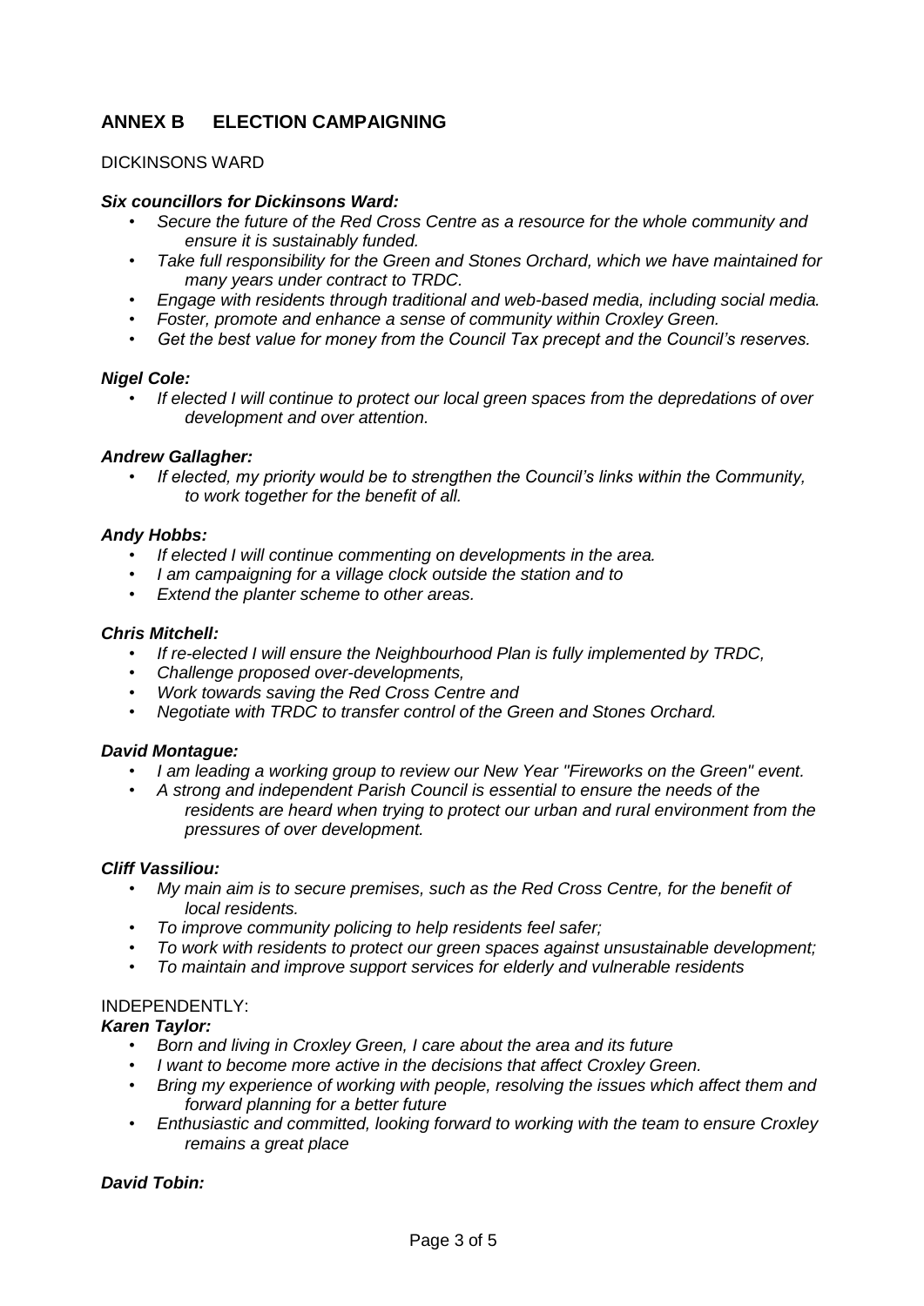## ANNEX B ELECTION CAMPAIGNING

DICKINSONS WARD

***Six councillors for Dickinsons Ward:***

- *Secure the future of the Red Cross Centre as a resource for the whole community and ensure it is sustainably funded.*
- *Take full responsibility for the Green and Stones Orchard, which we have maintained for many years under contract to TRDC.*
- *Engage with residents through traditional and web-based media, including social media.*
- *Foster, promote and enhance a sense of community within Croxley Green.*
- *Get the best value for money from the Council Tax precept and the Council's reserves.*

***Nigel Cole:***

- *If elected I will continue to protect our local green spaces from the depredations of over development and over attention.*

***Andrew Gallagher:***

- *If elected, my priority would be to strengthen the Council's links within the Community, to work together for the benefit of all.*

***Andy Hobbs:***

- *If elected I will continue commenting on developments in the area.*
- *I am campaigning for a village clock outside the station and to*
- *Extend the planter scheme to other areas.*

***Chris Mitchell:***

- *If re-elected I will ensure the Neighbourhood Plan is fully implemented by TRDC,*
- *Challenge proposed over-developments,*
- *Work towards saving the Red Cross Centre and*
- *Negotiate with TRDC to transfer control of the Green and Stones Orchard.*

***David Montague:***

- *I am leading a working group to review our New Year "Fireworks on the Green" event.*
- *A strong and independent Parish Council is essential to ensure the needs of the residents are heard when trying to protect our urban and rural environment from the pressures of over development.*

***Cliff Vassiliou:***

- *My main aim is to secure premises, such as the Red Cross Centre, for the benefit of local residents.*
- *To improve community policing to help residents feel safer;*
- *To work with residents to protect our green spaces against unsustainable development;*
- *To maintain and improve support services for elderly and vulnerable residents*

INDEPENDENTLY:

***Karen Taylor:***

- *Born and living in Croxley Green, I care about the area and its future*
- *I want to become more active in the decisions that affect Croxley Green.*
- *Bring my experience of working with people, resolving the issues which affect them and forward planning for a better future*
- *Enthusiastic and committed, looking forward to working with the team to ensure Croxley remains a great place*

***David Tobin:***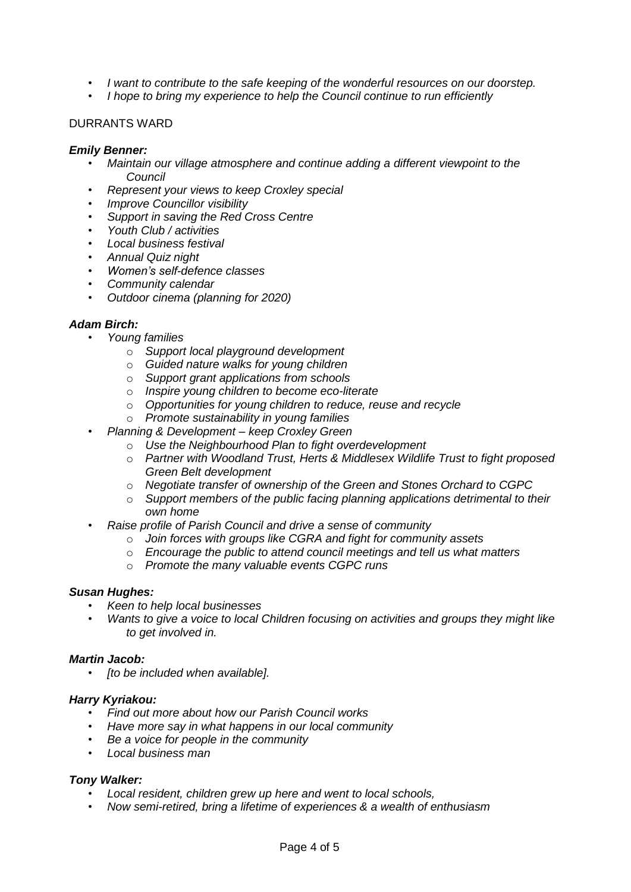- *I want to contribute to the safe keeping of the wonderful resources on our doorstep.*
- *I hope to bring my experience to help the Council continue to run efficiently*

DURRANTS WARD

***Emily Benner:***

- *Maintain our village atmosphere and continue adding a different viewpoint to the Council*
- *Represent your views to keep Croxley special*
- *Improve Councillor visibility*
- *Support in saving the Red Cross Centre*
- *Youth Club / activities*
- *Local business festival*
- *Annual Quiz night*
- *Women's self-defence classes*
- *Community calendar*
- *Outdoor cinema (planning for 2020)*

***Adam Birch:***

- *Young families*
  - *Support local playground development*
  - *Guided nature walks for young children*
  - *Support grant applications from schools*
  - *Inspire young children to become eco-literate*
  - *Opportunities for young children to reduce, reuse and recycle*
  - *Promote sustainability in young families*
- *Planning & Development – keep Croxley Green*
  - *Use the Neighbourhood Plan to fight overdevelopment*
  - *Partner with Woodland Trust, Herts & Middlesex Wildlife Trust to fight proposed Green Belt development*
  - *Negotiate transfer of ownership of the Green and Stones Orchard to CGPC*
  - *Support members of the public facing planning applications detrimental to their own home*
- *Raise profile of Parish Council and drive a sense of community*
  - *Join forces with groups like CGRA and fight for community assets*
  - *Encourage the public to attend council meetings and tell us what matters*
  - *Promote the many valuable events CGPC runs*

***Susan Hughes:***

- *Keen to help local businesses*
- *Wants to give a voice to local Children focusing on activities and groups they might like to get involved in.*

***Martin Jacob:***

- *[to be included when available].*

***Harry Kyriakou:***

- *Find out more about how our Parish Council works*
- *Have more say in what happens in our local community*
- *Be a voice for people in the community*
- *Local business man*

***Tony Walker:***

- *Local resident, children grew up here and went to local schools,*
- *Now semi-retired, bring a lifetime of experiences & a wealth of enthusiasm*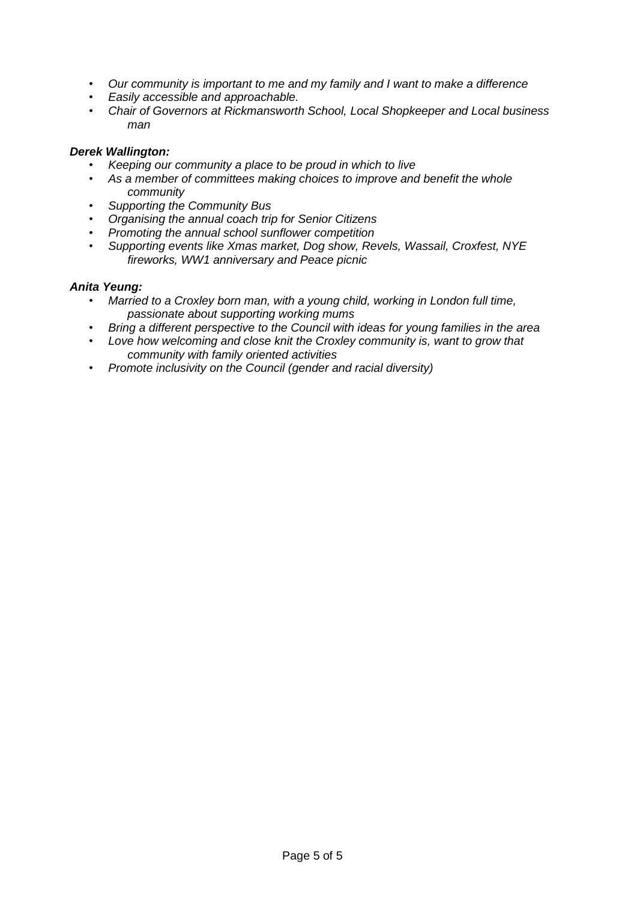- *Our community is important to me and my family and I want to make a difference*
- *Easily accessible and approachable.*
- *Chair of Governors at Rickmansworth School, Local Shopkeeper and Local business man*

***Derek Wallington:***

- *Keeping our community a place to be proud in which to live*
- *As a member of committees making choices to improve and benefit the whole community*
- *Supporting the Community Bus*
- *Organising the annual coach trip for Senior Citizens*
- *Promoting the annual school sunflower competition*
- *Supporting events like Xmas market, Dog show, Revels, Wassail, Croxfest, NYE fireworks, WW1 anniversary and Peace picnic*

***Anita Yeung:***

- *Married to a Croxley born man, with a young child, working in London full time, passionate about supporting working mums*
- *Bring a different perspective to the Council with ideas for young families in the area*
- *Love how welcoming and close knit the Croxley community is, want to grow that community with family oriented activities*
- *Promote inclusivity on the Council (gender and racial diversity)*